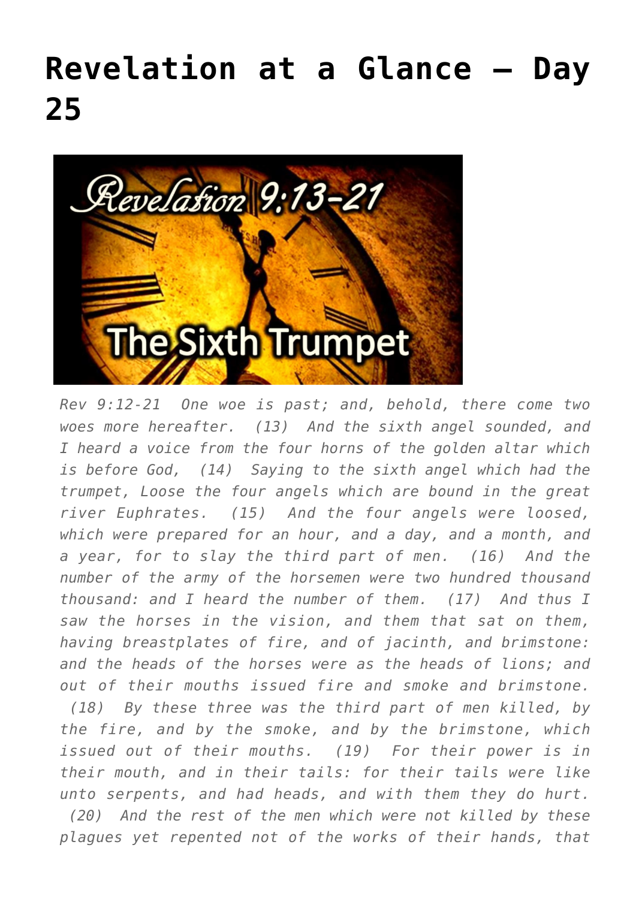# Revelation at a Glance – Day 25

*Rev 9:12-21 One woe is past; and, behold, there come two woes more hereafter. (13) And the sixth angel sounded, and I heard a voice from the four horns of the golden altar which is before God, (14) Saying to the sixth angel which had the trumpet, Loose the four angels which are bound in the great river Euphrates. (15) And the four angels were loosed, which were prepared for an hour, and a day, and a month, and a year, for to slay the third part of men. (16) And the number of the army of the horsemen were two hundred thousand thousand: and I heard the number of them. (17) And thus I saw the horses in the vision, and them that sat on them, having breastplates of fire, and of jacinth, and brimstone: and the heads of the horses were as the heads of lions; and out of their mouths issued fire and smoke and brimstone. (18) By these three was the third part of men killed, by the fire, and by the smoke, and by the brimstone, which issued out of their mouths. (19) For their power is in their mouth, and in their tails: for their tails were like unto serpents, and had heads, and with them they do hurt. (20) And the rest of the men which were not killed by these plagues yet repented not of the works of their hands, that*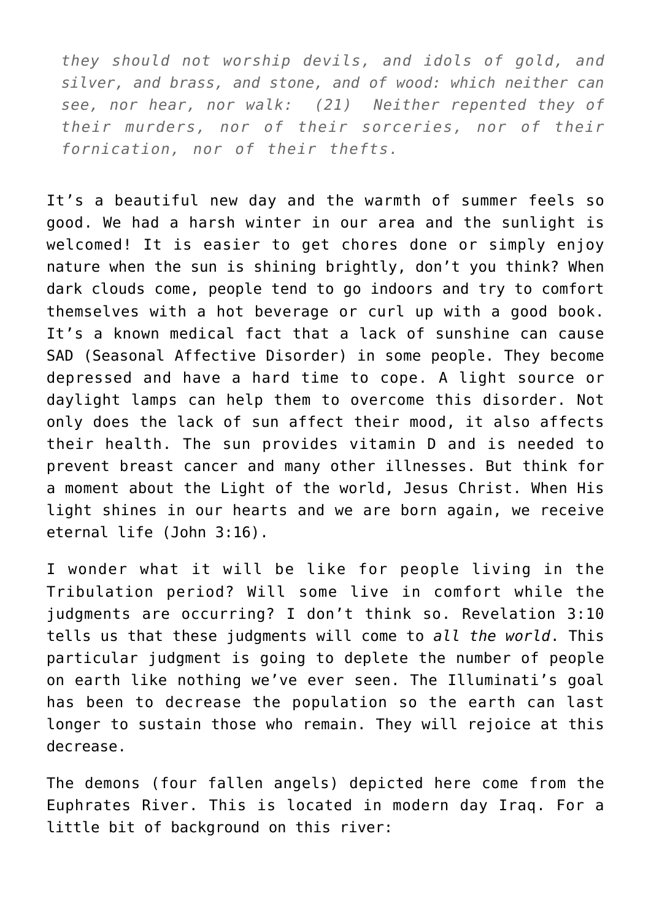> *they should not worship devils, and idols of gold, and silver, and brass, and stone, and of wood: which neither can see, nor hear, nor walk: (21) Neither repented they of their murders, nor of their sorceries, nor of their fornication, nor of their thefts.*

It's a beautiful new day and the warmth of summer feels so good. We had a harsh winter in our area and the sunlight is welcomed! It is easier to get chores done or simply enjoy nature when the sun is shining brightly, don't you think? When dark clouds come, people tend to go indoors and try to comfort themselves with a hot beverage or curl up with a good book. It's a known medical fact that a lack of sunshine can cause SAD (Seasonal Affective Disorder) in some people. They become depressed and have a hard time to cope. A light source or daylight lamps can help them to overcome this disorder. Not only does the lack of sun affect their mood, it also affects their health. The sun provides vitamin D and is needed to prevent breast cancer and many other illnesses. But think for a moment about the Light of the world, Jesus Christ. When His light shines in our hearts and we are born again, we receive eternal life (John 3:16).

I wonder what it will be like for people living in the Tribulation period? Will some live in comfort while the judgments are occurring? I don't think so. Revelation 3:10 tells us that these judgments will come to *all the world*. This particular judgment is going to deplete the number of people on earth like nothing we've ever seen. The Illuminati's goal has been to decrease the population so the earth can last longer to sustain those who remain. They will rejoice at this decrease.

The demons (four fallen angels) depicted here come from the Euphrates River. This is located in modern day Iraq. For a little bit of background on this river: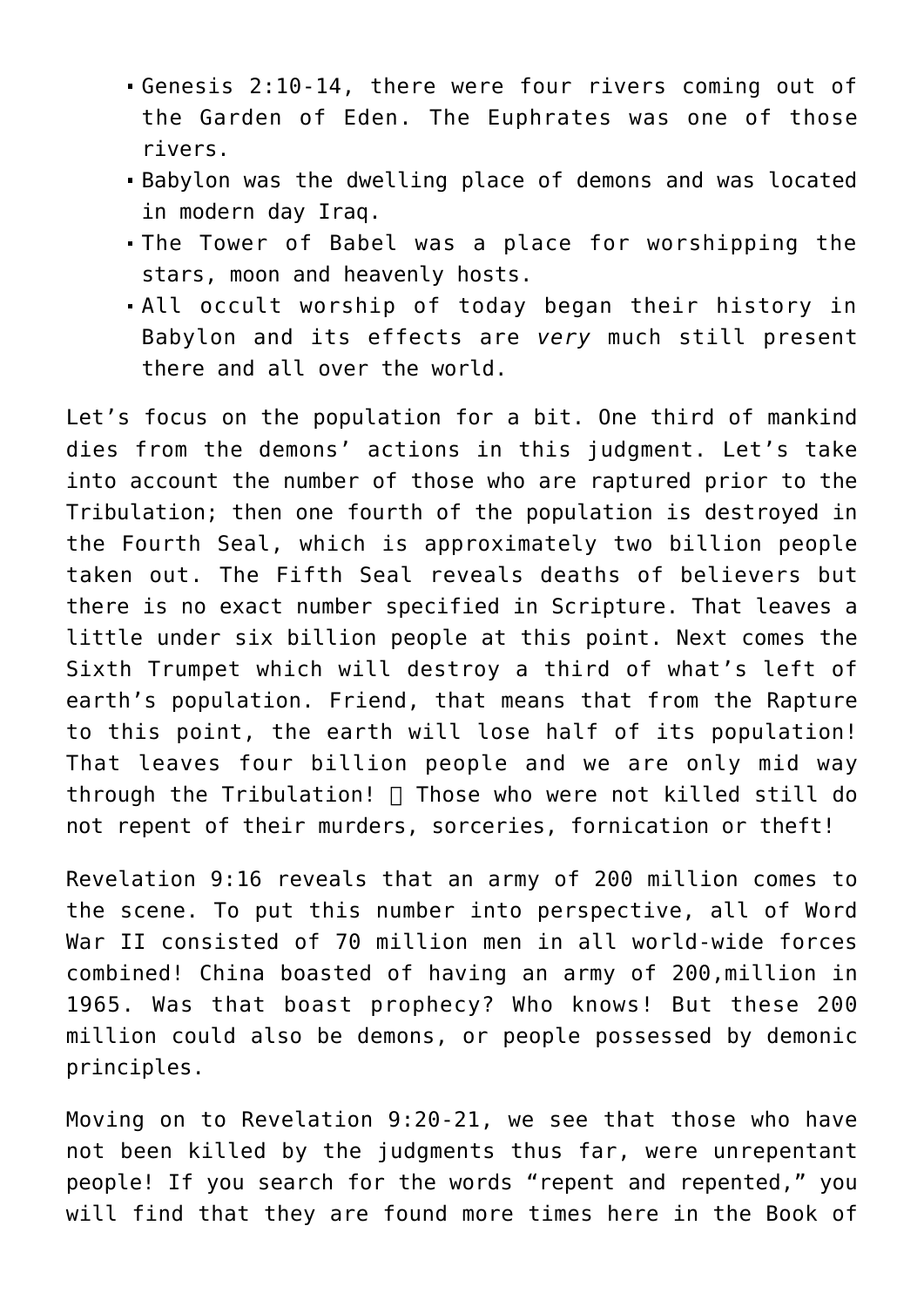- Genesis 2:10-14, there were four rivers coming out of the Garden of Eden. The Euphrates was one of those rivers.
- Babylon was the dwelling place of demons and was located in modern day Iraq.
- The Tower of Babel was a place for worshipping the stars, moon and heavenly hosts.
- All occult worship of today began their history in Babylon and its effects are *very* much still present there and all over the world.

Let's focus on the population for a bit. One third of mankind dies from the demons' actions in this judgment. Let's take into account the number of those who are raptured prior to the Tribulation; then one fourth of the population is destroyed in the Fourth Seal, which is approximately two billion people taken out. The Fifth Seal reveals deaths of believers but there is no exact number specified in Scripture. That leaves a little under six billion people at this point. Next comes the Sixth Trumpet which will destroy a third of what's left of earth's population. Friend, that means that from the Rapture to this point, the earth will lose half of its population! That leaves four billion people and we are only mid way through the Tribulation! Those who were not killed still do not repent of their murders, sorceries, fornication or theft!

Revelation 9:16 reveals that an army of 200 million comes to the scene. To put this number into perspective, all of Word War II consisted of 70 million men in all world-wide forces combined! China boasted of having an army of 200,million in 1965. Was that boast prophecy? Who knows! But these 200 million could also be demons, or people possessed by demonic principles.

Moving on to Revelation 9:20-21, we see that those who have not been killed by the judgments thus far, were unrepentant people! If you search for the words "repent and repented," you will find that they are found more times here in the Book of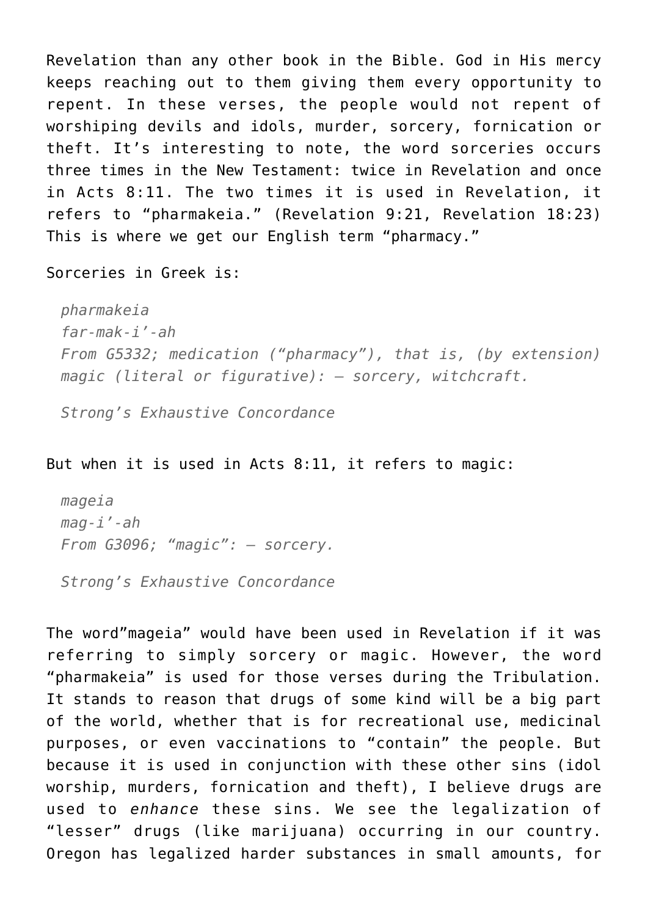Revelation than any other book in the Bible. God in His mercy keeps reaching out to them giving them every opportunity to repent. In these verses, the people would not repent of worshiping devils and idols, murder, sorcery, fornication or theft. It's interesting to note, the word sorceries occurs three times in the New Testament: twice in Revelation and once in Acts 8:11. The two times it is used in Revelation, it refers to "pharmakeia." (Revelation 9:21, Revelation 18:23) This is where we get our English term "pharmacy."

Sorceries in Greek is:

> *pharmakeia*
> *far-mak-i'-ah*
> *From G5332; medication ("pharmacy"), that is, (by extension) magic (literal or figurative): – sorcery, witchcraft.*
>
> *Strong's Exhaustive Concordance*

But when it is used in Acts 8:11, it refers to magic:

> *mageia*
> *mag-i'-ah*
> *From G3096; "magic": – sorcery.*
>
> *Strong's Exhaustive Concordance*

The word"mageia" would have been used in Revelation if it was referring to simply sorcery or magic. However, the word "pharmakeia" is used for those verses during the Tribulation. It stands to reason that drugs of some kind will be a big part of the world, whether that is for recreational use, medicinal purposes, or even vaccinations to "contain" the people. But because it is used in conjunction with these other sins (idol worship, murders, fornication and theft), I believe drugs are used to *enhance* these sins. We see the legalization of "lesser" drugs (like marijuana) occurring in our country. Oregon has legalized harder substances in small amounts, for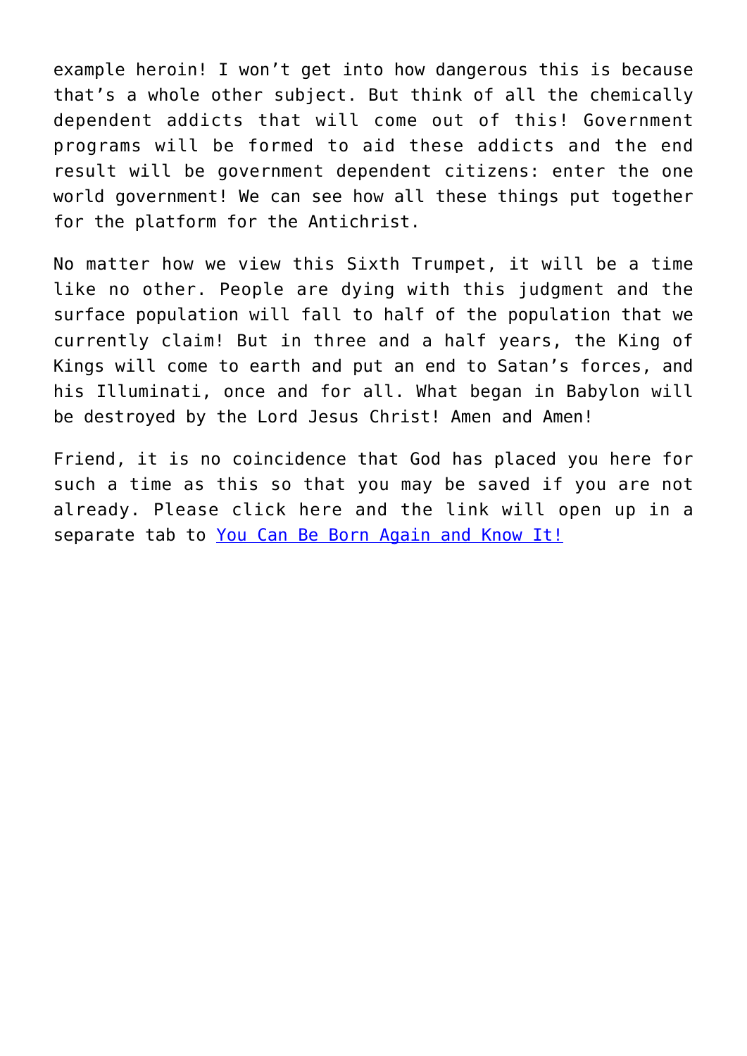example heroin! I won't get into how dangerous this is because that's a whole other subject. But think of all the chemically dependent addicts that will come out of this! Government programs will be formed to aid these addicts and the end result will be government dependent citizens: enter the one world government! We can see how all these things put together for the platform for the Antichrist.

No matter how we view this Sixth Trumpet, it will be a time like no other. People are dying with this judgment and the surface population will fall to half of the population that we currently claim! But in three and a half years, the King of Kings will come to earth and put an end to Satan's forces, and his Illuminati, once and for all. What began in Babylon will be destroyed by the Lord Jesus Christ! Amen and Amen!

Friend, it is no coincidence that God has placed you here for such a time as this so that you may be saved if you are not already. Please click here and the link will open up in a separate tab to You Can Be Born Again and Know It!